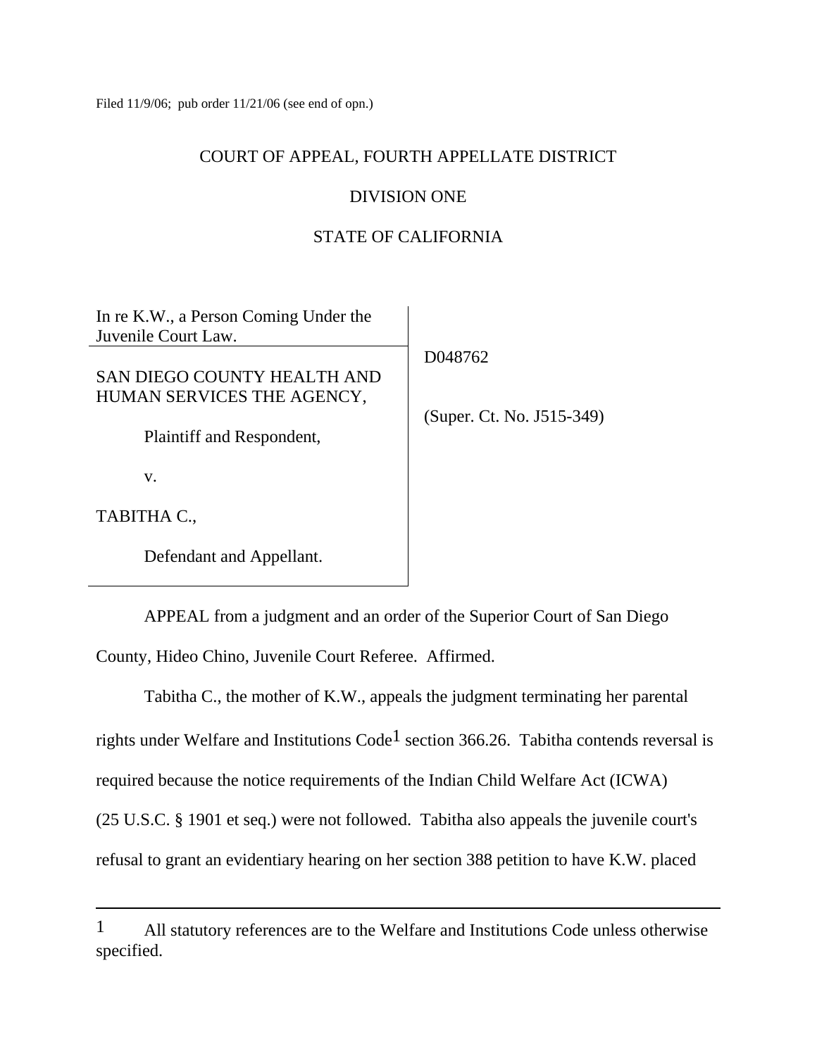Filed 11/9/06; pub order 11/21/06 (see end of opn.)

COURT OF APPEAL, FOURTH APPELLATE DISTRICT

DIVISION ONE

STATE OF CALIFORNIA

| | |
|---|---|
| In re K.W., a Person Coming Under the Juvenile Court Law. | |
| SAN DIEGO COUNTY HEALTH AND HUMAN SERVICES THE AGENCY,<br><br>Plaintiff and Respondent,<br><br>v.<br><br>TABITHA C.,<br><br>Defendant and Appellant. | D048762<br><br>(Super. Ct. No. J515-349) |

APPEAL from a judgment and an order of the Superior Court of San Diego County, Hideo Chino, Juvenile Court Referee. Affirmed.

Tabitha C., the mother of K.W., appeals the judgment terminating her parental rights under Welfare and Institutions Code[1] section 366.26. Tabitha contends reversal is required because the notice requirements of the Indian Child Welfare Act (ICWA) (25 U.S.C. § 1901 et seq.) were not followed. Tabitha also appeals the juvenile court's refusal to grant an evidentiary hearing on her section 388 petition to have K.W. placed

---

[1] All statutory references are to the Welfare and Institutions Code unless otherwise specified.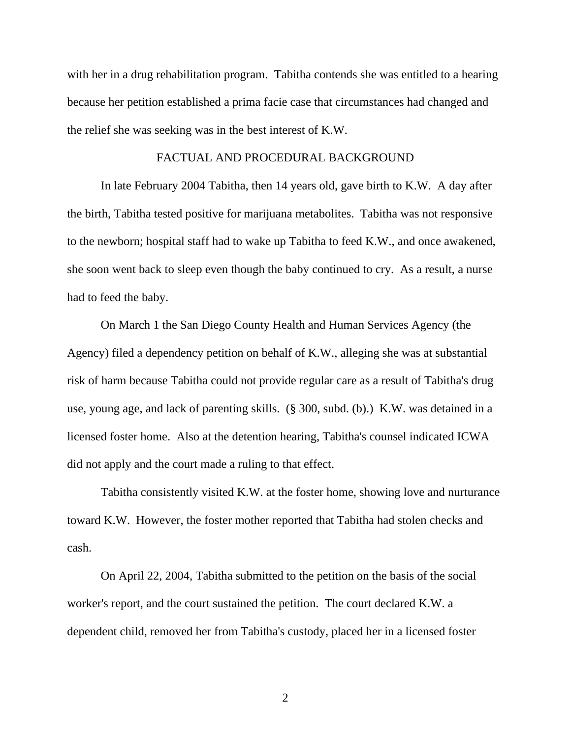with her in a drug rehabilitation program. Tabitha contends she was entitled to a hearing because her petition established a prima facie case that circumstances had changed and the relief she was seeking was in the best interest of K.W.

## FACTUAL AND PROCEDURAL BACKGROUND

In late February 2004 Tabitha, then 14 years old, gave birth to K.W. A day after the birth, Tabitha tested positive for marijuana metabolites. Tabitha was not responsive to the newborn; hospital staff had to wake up Tabitha to feed K.W., and once awakened, she soon went back to sleep even though the baby continued to cry. As a result, a nurse had to feed the baby.

On March 1 the San Diego County Health and Human Services Agency (the Agency) filed a dependency petition on behalf of K.W., alleging she was at substantial risk of harm because Tabitha could not provide regular care as a result of Tabitha's drug use, young age, and lack of parenting skills. (§ 300, subd. (b).) K.W. was detained in a licensed foster home. Also at the detention hearing, Tabitha's counsel indicated ICWA did not apply and the court made a ruling to that effect.

Tabitha consistently visited K.W. at the foster home, showing love and nurturance toward K.W. However, the foster mother reported that Tabitha had stolen checks and cash.

On April 22, 2004, Tabitha submitted to the petition on the basis of the social worker's report, and the court sustained the petition. The court declared K.W. a dependent child, removed her from Tabitha's custody, placed her in a licensed foster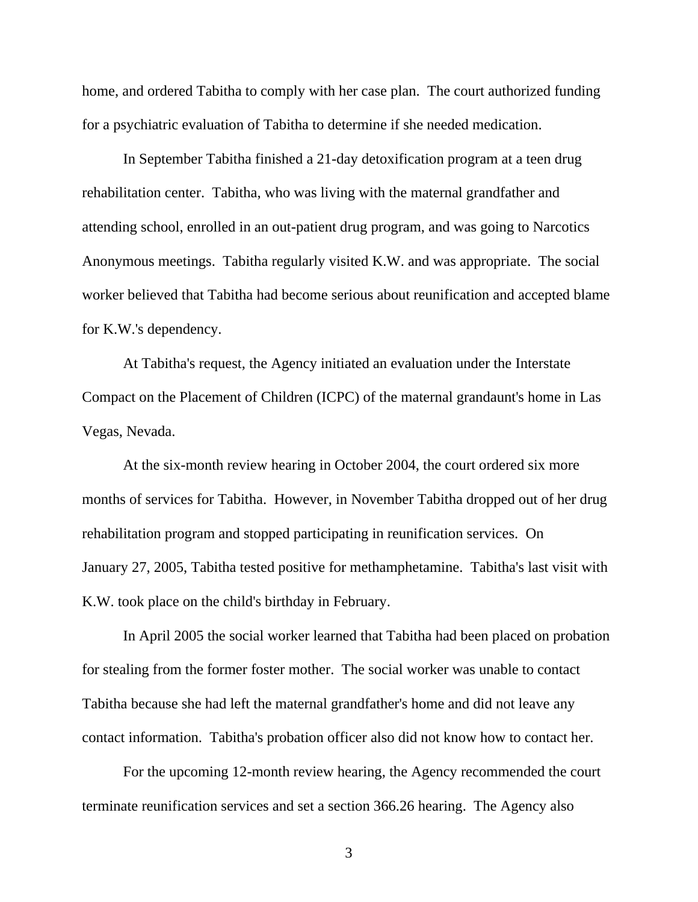home, and ordered Tabitha to comply with her case plan. The court authorized funding for a psychiatric evaluation of Tabitha to determine if she needed medication.

In September Tabitha finished a 21-day detoxification program at a teen drug rehabilitation center. Tabitha, who was living with the maternal grandfather and attending school, enrolled in an out-patient drug program, and was going to Narcotics Anonymous meetings. Tabitha regularly visited K.W. and was appropriate. The social worker believed that Tabitha had become serious about reunification and accepted blame for K.W.'s dependency.

At Tabitha's request, the Agency initiated an evaluation under the Interstate Compact on the Placement of Children (ICPC) of the maternal grandaunt's home in Las Vegas, Nevada.

At the six-month review hearing in October 2004, the court ordered six more months of services for Tabitha. However, in November Tabitha dropped out of her drug rehabilitation program and stopped participating in reunification services. On January 27, 2005, Tabitha tested positive for methamphetamine. Tabitha's last visit with K.W. took place on the child's birthday in February.

In April 2005 the social worker learned that Tabitha had been placed on probation for stealing from the former foster mother. The social worker was unable to contact Tabitha because she had left the maternal grandfather's home and did not leave any contact information. Tabitha's probation officer also did not know how to contact her.

For the upcoming 12-month review hearing, the Agency recommended the court terminate reunification services and set a section 366.26 hearing. The Agency also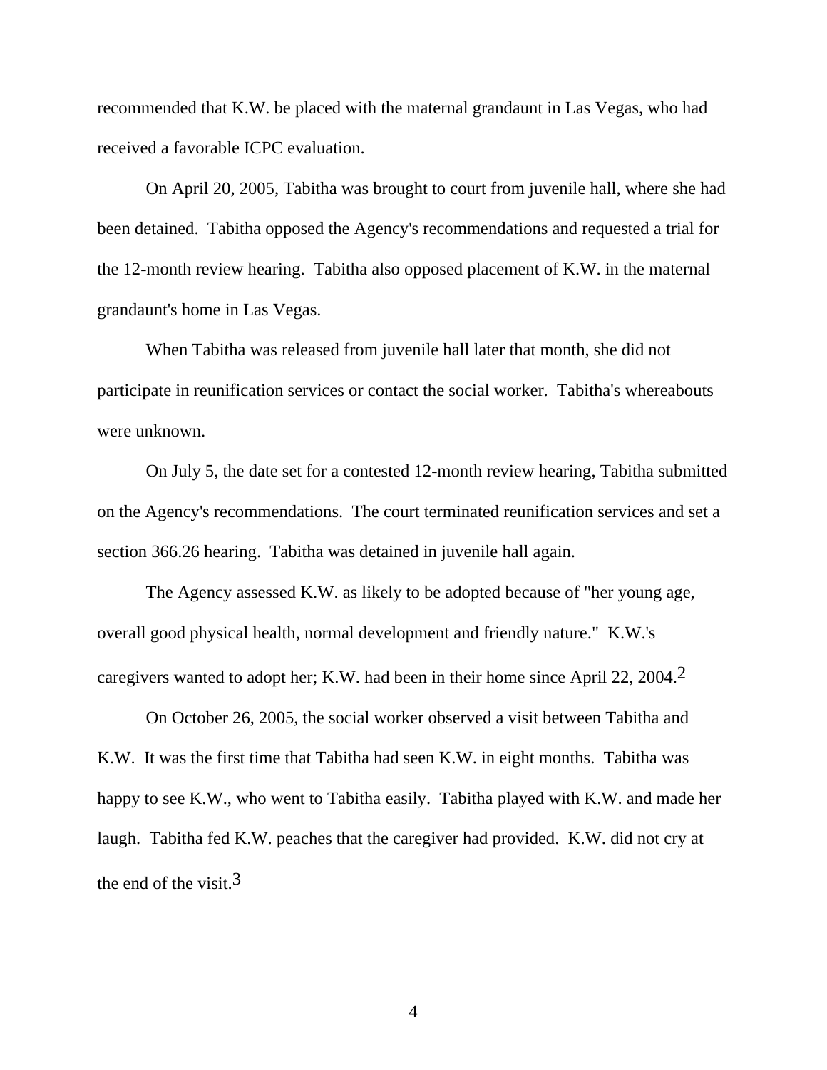recommended that K.W. be placed with the maternal grandaunt in Las Vegas, who had received a favorable ICPC evaluation.

On April 20, 2005, Tabitha was brought to court from juvenile hall, where she had been detained. Tabitha opposed the Agency's recommendations and requested a trial for the 12-month review hearing. Tabitha also opposed placement of K.W. in the maternal grandaunt's home in Las Vegas.

When Tabitha was released from juvenile hall later that month, she did not participate in reunification services or contact the social worker. Tabitha's whereabouts were unknown.

On July 5, the date set for a contested 12-month review hearing, Tabitha submitted on the Agency's recommendations. The court terminated reunification services and set a section 366.26 hearing. Tabitha was detained in juvenile hall again.

The Agency assessed K.W. as likely to be adopted because of "her young age, overall good physical health, normal development and friendly nature." K.W.'s caregivers wanted to adopt her; K.W. had been in their home since April 22, 2004.[2]

On October 26, 2005, the social worker observed a visit between Tabitha and K.W. It was the first time that Tabitha had seen K.W. in eight months. Tabitha was happy to see K.W., who went to Tabitha easily. Tabitha played with K.W. and made her laugh. Tabitha fed K.W. peaches that the caregiver had provided. K.W. did not cry at the end of the visit.[3]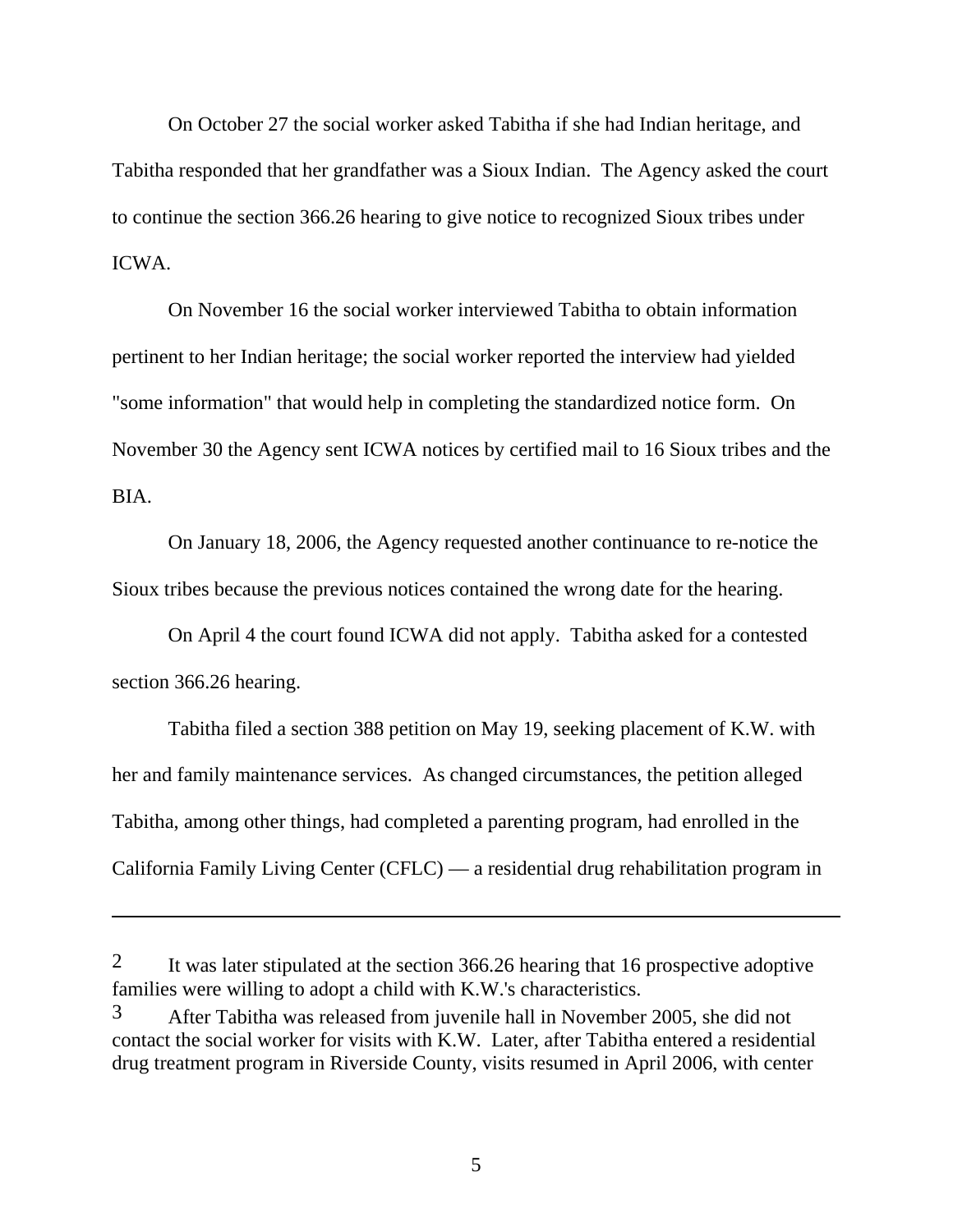On October 27 the social worker asked Tabitha if she had Indian heritage, and Tabitha responded that her grandfather was a Sioux Indian. The Agency asked the court to continue the section 366.26 hearing to give notice to recognized Sioux tribes under ICWA.

On November 16 the social worker interviewed Tabitha to obtain information pertinent to her Indian heritage; the social worker reported the interview had yielded "some information" that would help in completing the standardized notice form. On November 30 the Agency sent ICWA notices by certified mail to 16 Sioux tribes and the BIA.

On January 18, 2006, the Agency requested another continuance to re-notice the Sioux tribes because the previous notices contained the wrong date for the hearing.

On April 4 the court found ICWA did not apply. Tabitha asked for a contested section 366.26 hearing.

Tabitha filed a section 388 petition on May 19, seeking placement of K.W. with her and family maintenance services. As changed circumstances, the petition alleged Tabitha, among other things, had completed a parenting program, had enrolled in the California Family Living Center (CFLC) — a residential drug rehabilitation program in

---

2 It was later stipulated at the section 366.26 hearing that 16 prospective adoptive families were willing to adopt a child with K.W.'s characteristics.

3 After Tabitha was released from juvenile hall in November 2005, she did not contact the social worker for visits with K.W. Later, after Tabitha entered a residential drug treatment program in Riverside County, visits resumed in April 2006, with center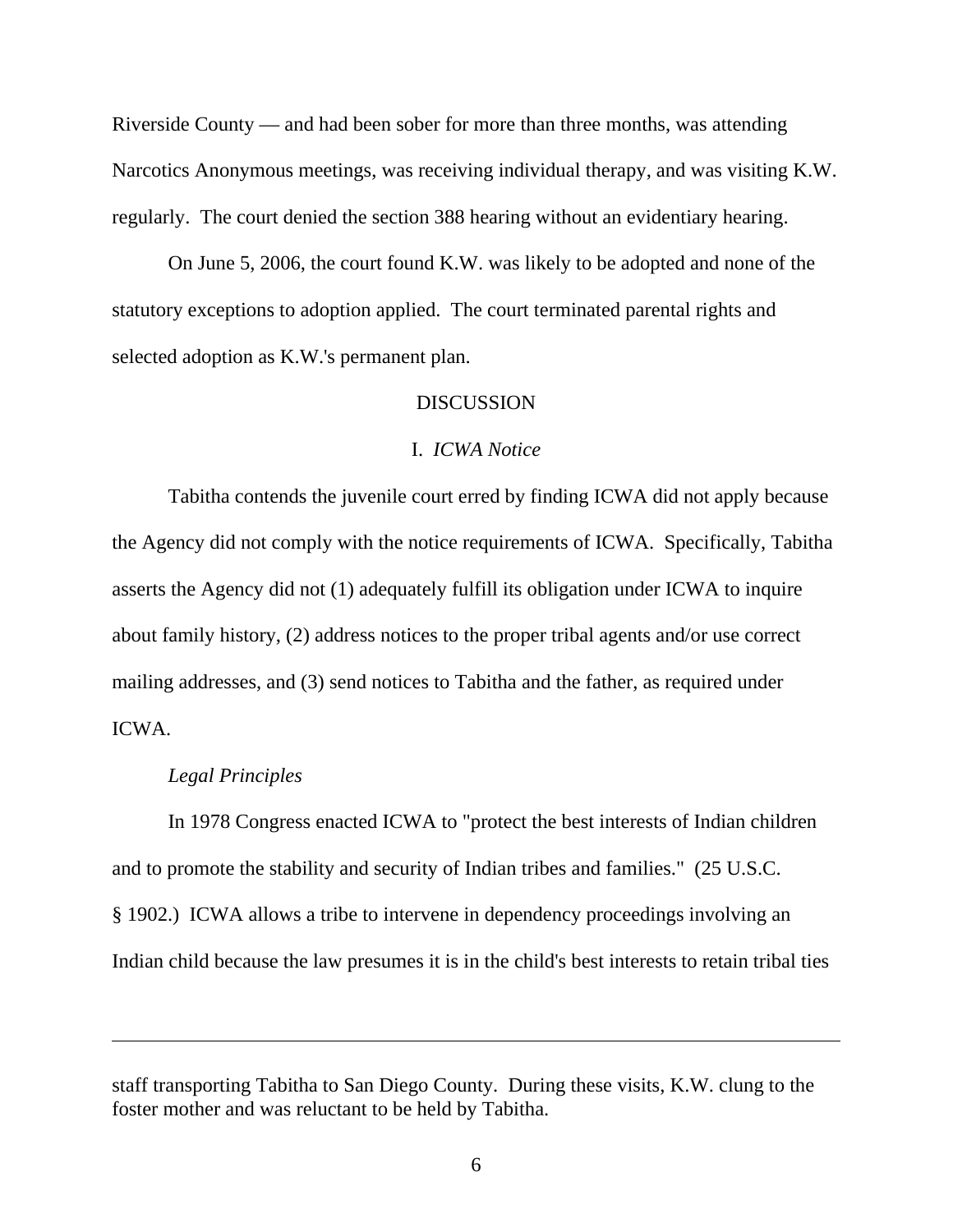Riverside County — and had been sober for more than three months, was attending Narcotics Anonymous meetings, was receiving individual therapy, and was visiting K.W. regularly. The court denied the section 388 hearing without an evidentiary hearing.

On June 5, 2006, the court found K.W. was likely to be adopted and none of the statutory exceptions to adoption applied. The court terminated parental rights and selected adoption as K.W.'s permanent plan.

## DISCUSSION

### I. *ICWA Notice*

Tabitha contends the juvenile court erred by finding ICWA did not apply because the Agency did not comply with the notice requirements of ICWA. Specifically, Tabitha asserts the Agency did not (1) adequately fulfill its obligation under ICWA to inquire about family history, (2) address notices to the proper tribal agents and/or use correct mailing addresses, and (3) send notices to Tabitha and the father, as required under ICWA.

*Legal Principles*

In 1978 Congress enacted ICWA to "protect the best interests of Indian children and to promote the stability and security of Indian tribes and families." (25 U.S.C. § 1902.) ICWA allows a tribe to intervene in dependency proceedings involving an Indian child because the law presumes it is in the child's best interests to retain tribal ties

---

staff transporting Tabitha to San Diego County. During these visits, K.W. clung to the foster mother and was reluctant to be held by Tabitha.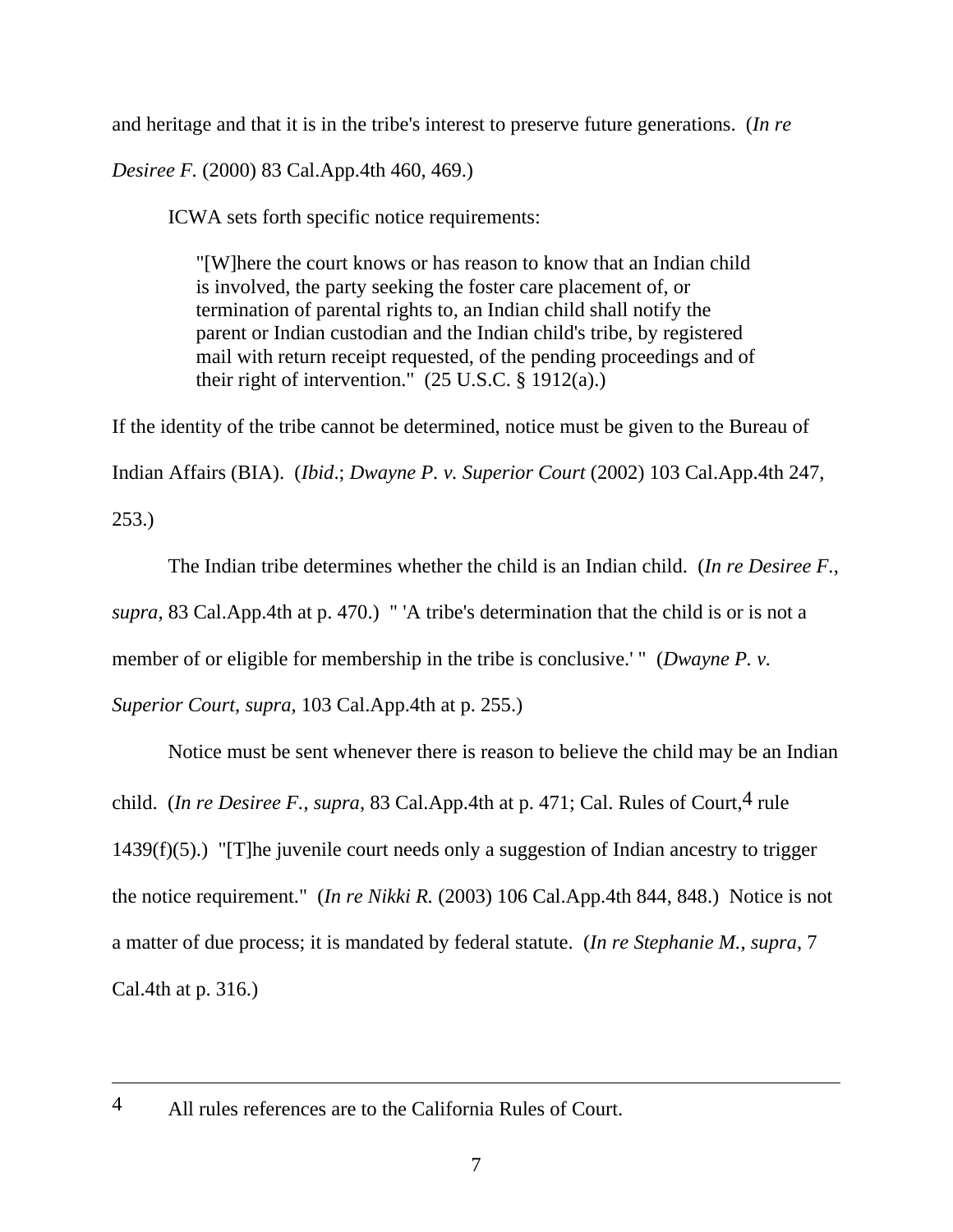and heritage and that it is in the tribe's interest to preserve future generations. (*In re Desiree F.* (2000) 83 Cal.App.4th 460, 469.)

ICWA sets forth specific notice requirements:

> "[W]here the court knows or has reason to know that an Indian child is involved, the party seeking the foster care placement of, or termination of parental rights to, an Indian child shall notify the parent or Indian custodian and the Indian child's tribe, by registered mail with return receipt requested, of the pending proceedings and of their right of intervention." (25 U.S.C. § 1912(a).)

If the identity of the tribe cannot be determined, notice must be given to the Bureau of Indian Affairs (BIA). (*Ibid*.; *Dwayne P. v. Superior Court* (2002) 103 Cal.App.4th 247, 253.)

The Indian tribe determines whether the child is an Indian child. (*In re Desiree F.*, *supra*, 83 Cal.App.4th at p. 470.) " 'A tribe's determination that the child is or is not a member of or eligible for membership in the tribe is conclusive.' " (*Dwayne P. v. Superior Court*, *supra*, 103 Cal.App.4th at p. 255.)

Notice must be sent whenever there is reason to believe the child may be an Indian child. (*In re Desiree F.*, *supra*, 83 Cal.App.4th at p. 471; Cal. Rules of Court,[4] rule 1439(f)(5).) "[T]he juvenile court needs only a suggestion of Indian ancestry to trigger the notice requirement." (*In re Nikki R.* (2003) 106 Cal.App.4th 844, 848.) Notice is not a matter of due process; it is mandated by federal statute. (*In re Stephanie M.*, *supra*, 7 Cal.4th at p. 316.)

---

[4] All rules references are to the California Rules of Court.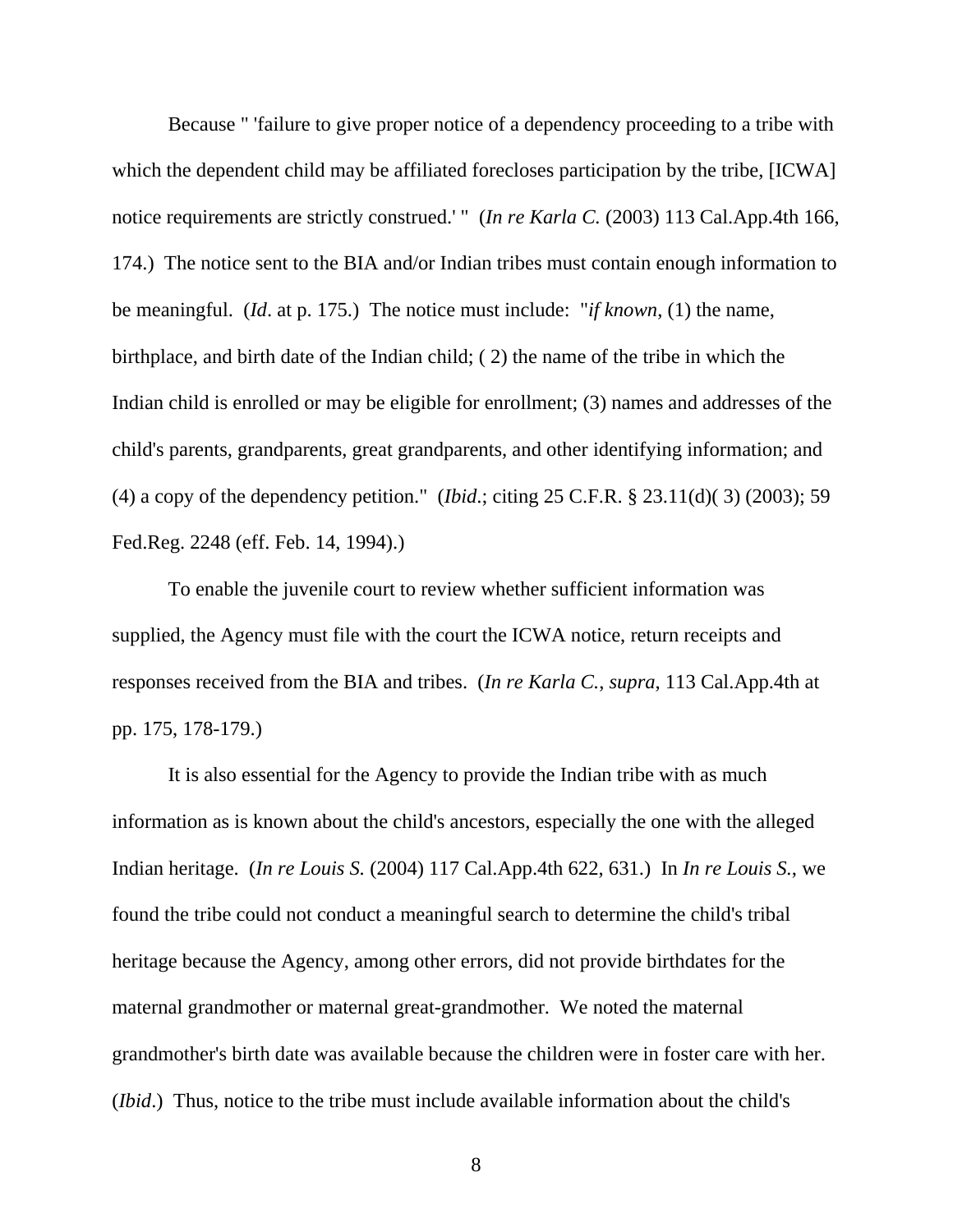Because " 'failure to give proper notice of a dependency proceeding to a tribe with which the dependent child may be affiliated forecloses participation by the tribe, [ICWA] notice requirements are strictly construed.' " (*In re Karla C.* (2003) 113 Cal.App.4th 166, 174.) The notice sent to the BIA and/or Indian tribes must contain enough information to be meaningful. (*Id*. at p. 175.) The notice must include: "*if known*, (1) the name, birthplace, and birth date of the Indian child; ( 2) the name of the tribe in which the Indian child is enrolled or may be eligible for enrollment; (3) names and addresses of the child's parents, grandparents, great grandparents, and other identifying information; and (4) a copy of the dependency petition." (*Ibid*.; citing 25 C.F.R. § 23.11(d)( 3) (2003); 59 Fed.Reg. 2248 (eff. Feb. 14, 1994).)

To enable the juvenile court to review whether sufficient information was supplied, the Agency must file with the court the ICWA notice, return receipts and responses received from the BIA and tribes. (*In re Karla C.*, *supra*, 113 Cal.App.4th at pp. 175, 178-179.)

It is also essential for the Agency to provide the Indian tribe with as much information as is known about the child's ancestors, especially the one with the alleged Indian heritage. (*In re Louis S.* (2004) 117 Cal.App.4th 622, 631.) In *In re Louis S.*, we found the tribe could not conduct a meaningful search to determine the child's tribal heritage because the Agency, among other errors, did not provide birthdates for the maternal grandmother or maternal great-grandmother. We noted the maternal grandmother's birth date was available because the children were in foster care with her. (*Ibid*.) Thus, notice to the tribe must include available information about the child's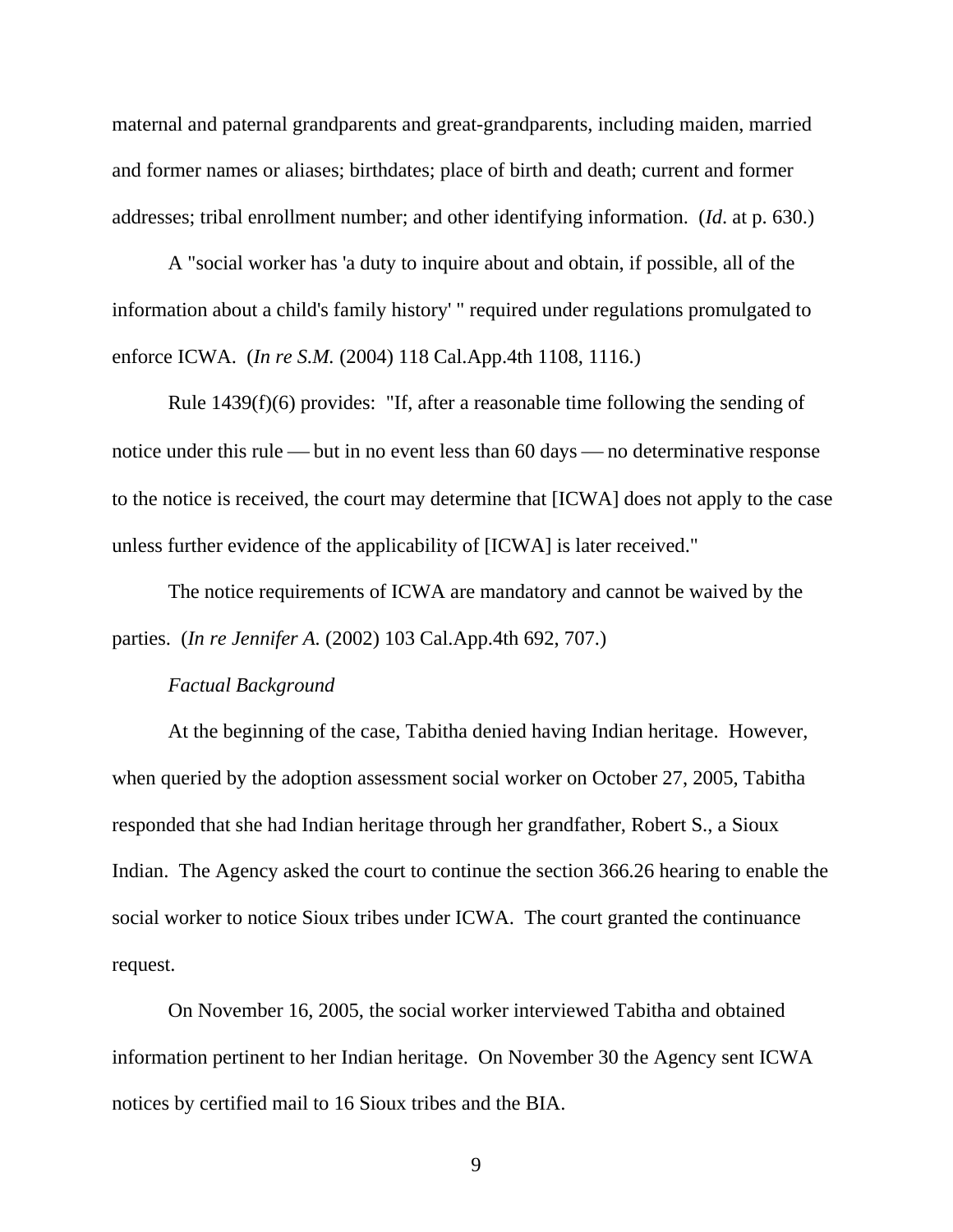maternal and paternal grandparents and great-grandparents, including maiden, married and former names or aliases; birthdates; place of birth and death; current and former addresses; tribal enrollment number; and other identifying information. (*Id*. at p. 630.)

A "social worker has 'a duty to inquire about and obtain, if possible, all of the information about a child's family history' " required under regulations promulgated to enforce ICWA. (*In re S.M.* (2004) 118 Cal.App.4th 1108, 1116.)

Rule 1439(f)(6) provides: "If, after a reasonable time following the sending of notice under this rule — but in no event less than 60 days — no determinative response to the notice is received, the court may determine that [ICWA] does not apply to the case unless further evidence of the applicability of [ICWA] is later received."

The notice requirements of ICWA are mandatory and cannot be waived by the parties. (*In re Jennifer A.* (2002) 103 Cal.App.4th 692, 707.)

*Factual Background*

At the beginning of the case, Tabitha denied having Indian heritage. However, when queried by the adoption assessment social worker on October 27, 2005, Tabitha responded that she had Indian heritage through her grandfather, Robert S., a Sioux Indian. The Agency asked the court to continue the section 366.26 hearing to enable the social worker to notice Sioux tribes under ICWA. The court granted the continuance request.

On November 16, 2005, the social worker interviewed Tabitha and obtained information pertinent to her Indian heritage. On November 30 the Agency sent ICWA notices by certified mail to 16 Sioux tribes and the BIA.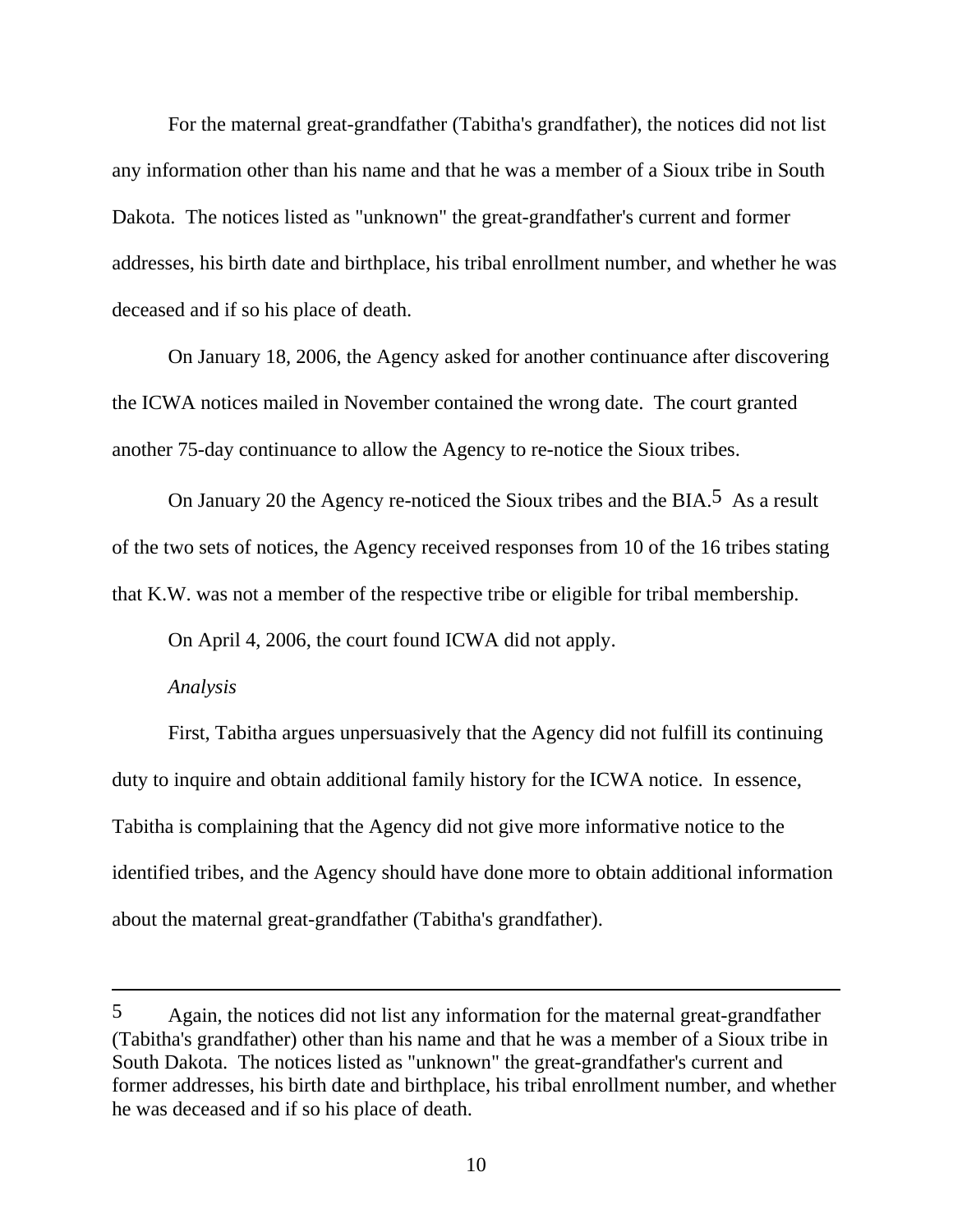For the maternal great-grandfather (Tabitha's grandfather), the notices did not list any information other than his name and that he was a member of a Sioux tribe in South Dakota. The notices listed as "unknown" the great-grandfather's current and former addresses, his birth date and birthplace, his tribal enrollment number, and whether he was deceased and if so his place of death.

On January 18, 2006, the Agency asked for another continuance after discovering the ICWA notices mailed in November contained the wrong date. The court granted another 75-day continuance to allow the Agency to re-notice the Sioux tribes.

On January 20 the Agency re-noticed the Sioux tribes and the BIA.[5] As a result of the two sets of notices, the Agency received responses from 10 of the 16 tribes stating that K.W. was not a member of the respective tribe or eligible for tribal membership.

On April 4, 2006, the court found ICWA did not apply.

*Analysis*

First, Tabitha argues unpersuasively that the Agency did not fulfill its continuing duty to inquire and obtain additional family history for the ICWA notice. In essence, Tabitha is complaining that the Agency did not give more informative notice to the identified tribes, and the Agency should have done more to obtain additional information about the maternal great-grandfather (Tabitha's grandfather).

---

[5] Again, the notices did not list any information for the maternal great-grandfather (Tabitha's grandfather) other than his name and that he was a member of a Sioux tribe in South Dakota. The notices listed as "unknown" the great-grandfather's current and former addresses, his birth date and birthplace, his tribal enrollment number, and whether he was deceased and if so his place of death.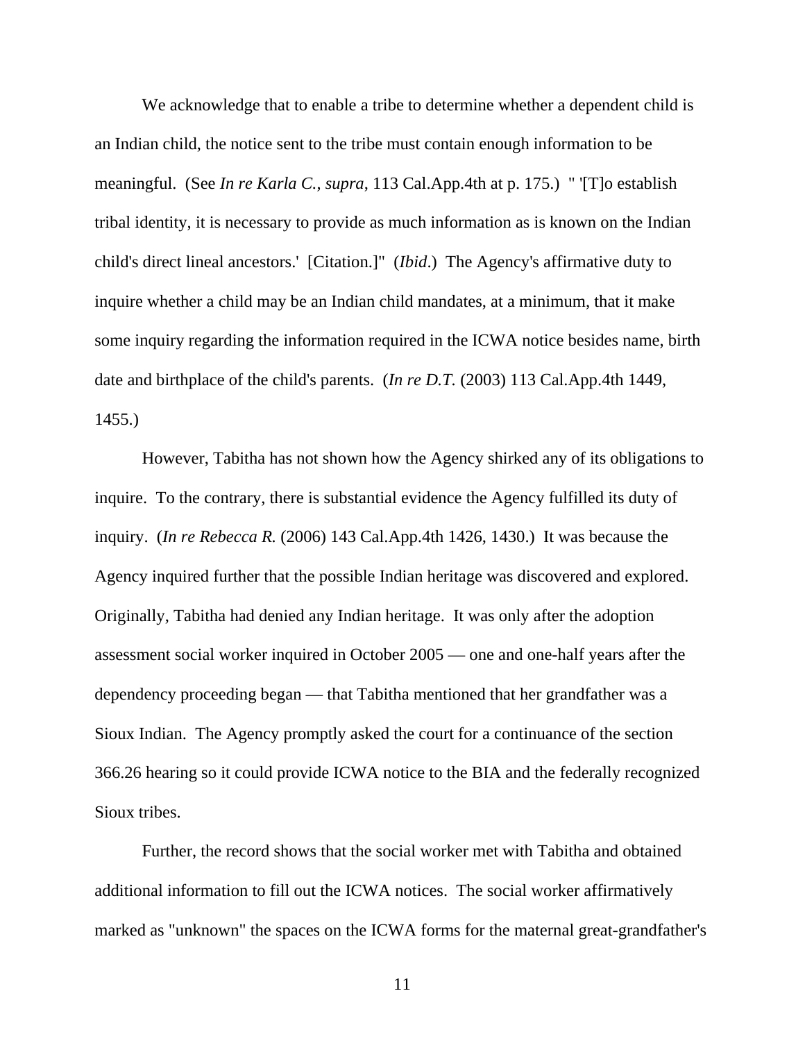We acknowledge that to enable a tribe to determine whether a dependent child is an Indian child, the notice sent to the tribe must contain enough information to be meaningful. (See *In re Karla C.*, *supra*, 113 Cal.App.4th at p. 175.) " '[T]o establish tribal identity, it is necessary to provide as much information as is known on the Indian child's direct lineal ancestors.' [Citation.]" (*Ibid*.) The Agency's affirmative duty to inquire whether a child may be an Indian child mandates, at a minimum, that it make some inquiry regarding the information required in the ICWA notice besides name, birth date and birthplace of the child's parents. (*In re D.T.* (2003) 113 Cal.App.4th 1449, 1455.)

However, Tabitha has not shown how the Agency shirked any of its obligations to inquire. To the contrary, there is substantial evidence the Agency fulfilled its duty of inquiry. (*In re Rebecca R.* (2006) 143 Cal.App.4th 1426, 1430.) It was because the Agency inquired further that the possible Indian heritage was discovered and explored. Originally, Tabitha had denied any Indian heritage. It was only after the adoption assessment social worker inquired in October 2005 — one and one-half years after the dependency proceeding began — that Tabitha mentioned that her grandfather was a Sioux Indian. The Agency promptly asked the court for a continuance of the section 366.26 hearing so it could provide ICWA notice to the BIA and the federally recognized Sioux tribes.

Further, the record shows that the social worker met with Tabitha and obtained additional information to fill out the ICWA notices. The social worker affirmatively marked as "unknown" the spaces on the ICWA forms for the maternal great-grandfather's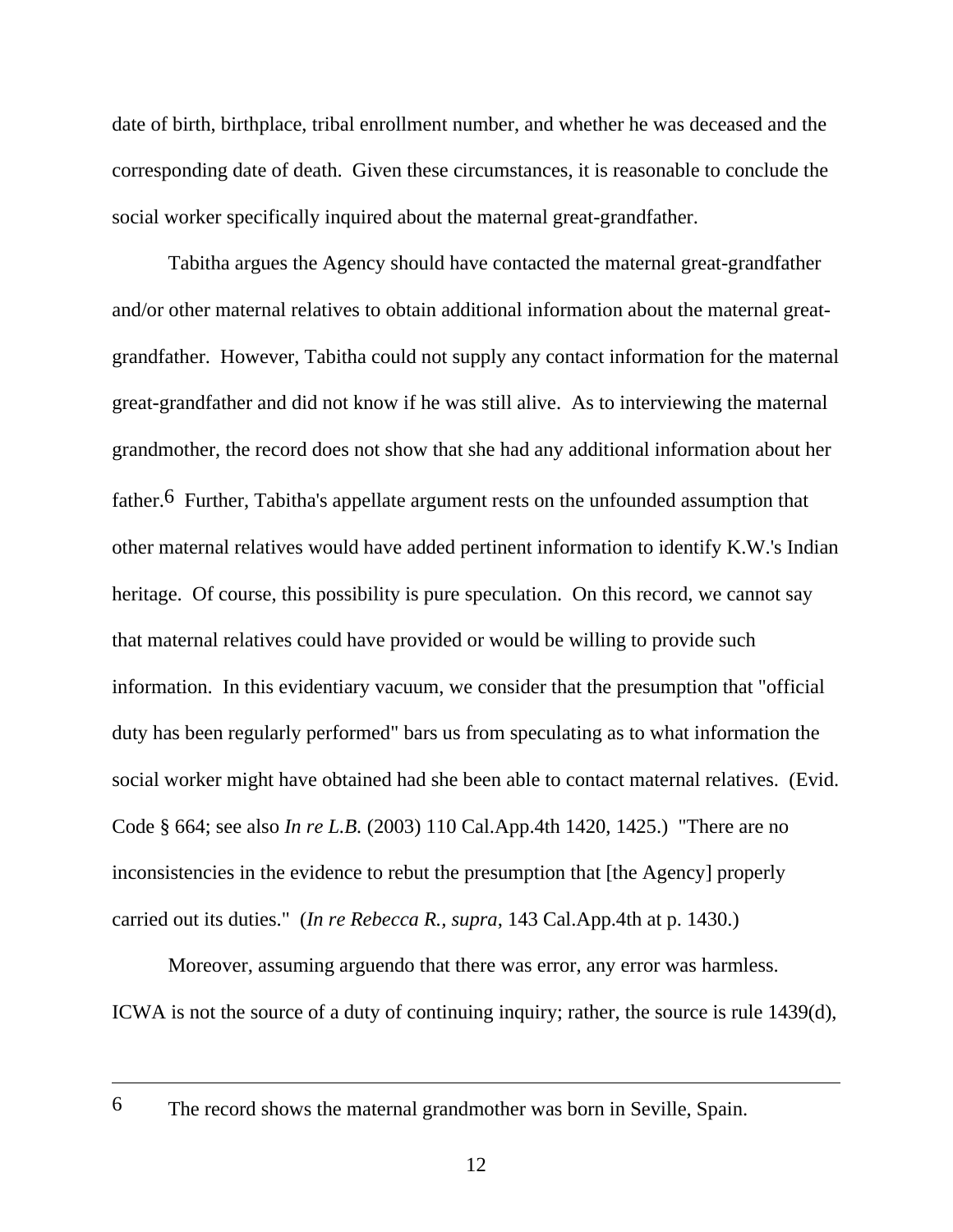date of birth, birthplace, tribal enrollment number, and whether he was deceased and the corresponding date of death. Given these circumstances, it is reasonable to conclude the social worker specifically inquired about the maternal great-grandfather.

Tabitha argues the Agency should have contacted the maternal great-grandfather and/or other maternal relatives to obtain additional information about the maternal great-grandfather. However, Tabitha could not supply any contact information for the maternal great-grandfather and did not know if he was still alive. As to interviewing the maternal grandmother, the record does not show that she had any additional information about her father.[6] Further, Tabitha's appellate argument rests on the unfounded assumption that other maternal relatives would have added pertinent information to identify K.W.'s Indian heritage. Of course, this possibility is pure speculation. On this record, we cannot say that maternal relatives could have provided or would be willing to provide such information. In this evidentiary vacuum, we consider that the presumption that "official duty has been regularly performed" bars us from speculating as to what information the social worker might have obtained had she been able to contact maternal relatives. (Evid. Code § 664; see also *In re L.B.* (2003) 110 Cal.App.4th 1420, 1425.) "There are no inconsistencies in the evidence to rebut the presumption that [the Agency] properly carried out its duties." (*In re Rebecca R., supra*, 143 Cal.App.4th at p. 1430.)

Moreover, assuming arguendo that there was error, any error was harmless. ICWA is not the source of a duty of continuing inquiry; rather, the source is rule 1439(d),

---

[6] The record shows the maternal grandmother was born in Seville, Spain.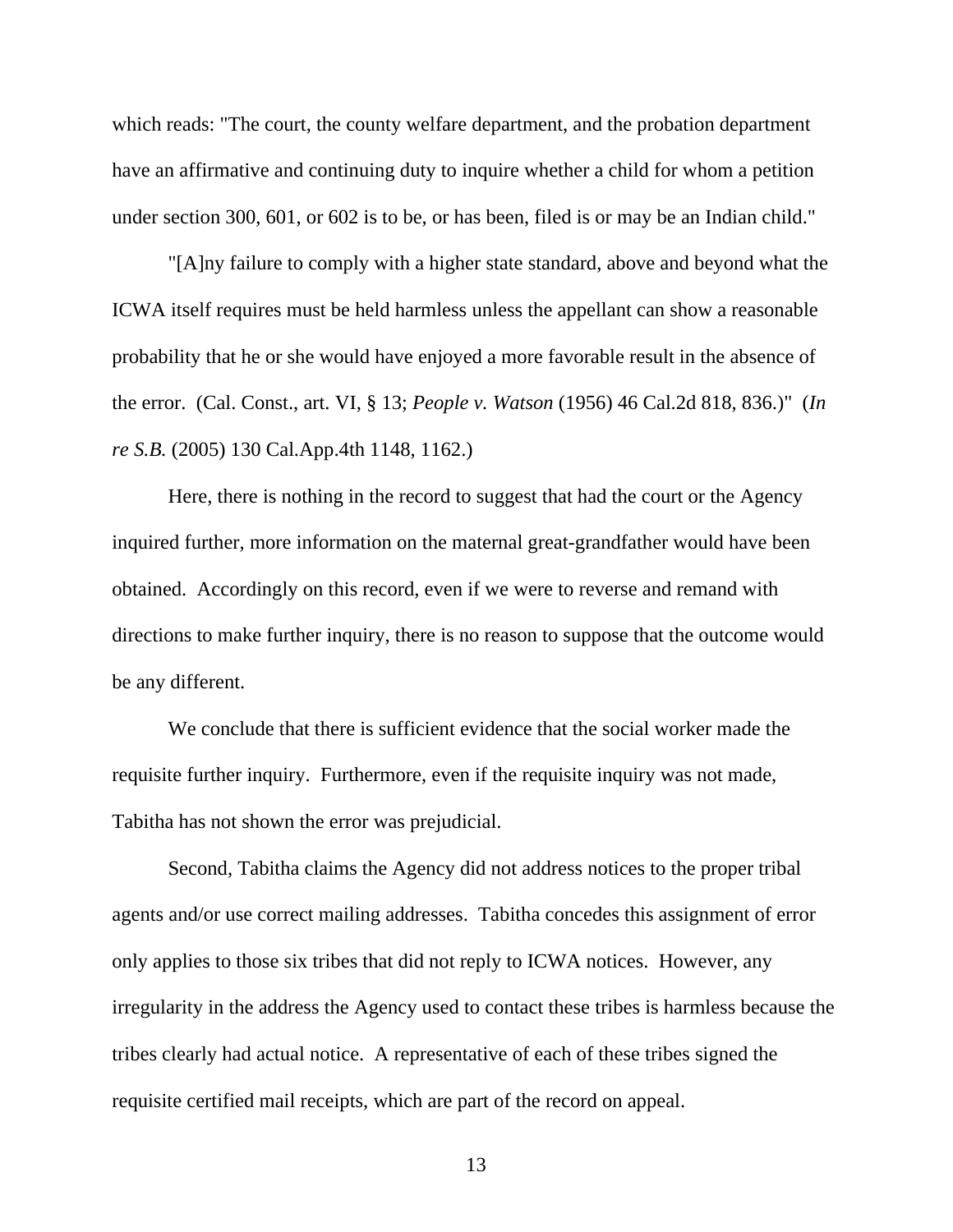which reads: "The court, the county welfare department, and the probation department have an affirmative and continuing duty to inquire whether a child for whom a petition under section 300, 601, or 602 is to be, or has been, filed is or may be an Indian child."

"[A]ny failure to comply with a higher state standard, above and beyond what the ICWA itself requires must be held harmless unless the appellant can show a reasonable probability that he or she would have enjoyed a more favorable result in the absence of the error. (Cal. Const., art. VI, § 13; *People v. Watson* (1956) 46 Cal.2d 818, 836.)" (*In re S.B.* (2005) 130 Cal.App.4th 1148, 1162.)

Here, there is nothing in the record to suggest that had the court or the Agency inquired further, more information on the maternal great-grandfather would have been obtained. Accordingly on this record, even if we were to reverse and remand with directions to make further inquiry, there is no reason to suppose that the outcome would be any different.

We conclude that there is sufficient evidence that the social worker made the requisite further inquiry. Furthermore, even if the requisite inquiry was not made, Tabitha has not shown the error was prejudicial.

Second, Tabitha claims the Agency did not address notices to the proper tribal agents and/or use correct mailing addresses. Tabitha concedes this assignment of error only applies to those six tribes that did not reply to ICWA notices. However, any irregularity in the address the Agency used to contact these tribes is harmless because the tribes clearly had actual notice. A representative of each of these tribes signed the requisite certified mail receipts, which are part of the record on appeal.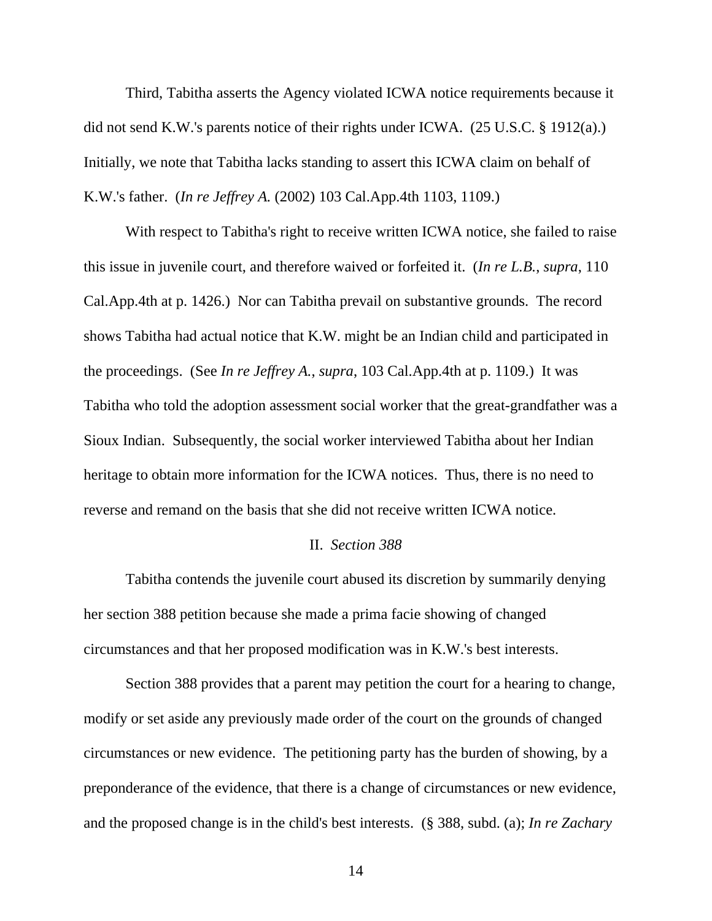Third, Tabitha asserts the Agency violated ICWA notice requirements because it did not send K.W.'s parents notice of their rights under ICWA. (25 U.S.C. § 1912(a).) Initially, we note that Tabitha lacks standing to assert this ICWA claim on behalf of K.W.'s father. (*In re Jeffrey A.* (2002) 103 Cal.App.4th 1103, 1109.)

With respect to Tabitha's right to receive written ICWA notice, she failed to raise this issue in juvenile court, and therefore waived or forfeited it. (*In re L.B.*, *supra*, 110 Cal.App.4th at p. 1426.) Nor can Tabitha prevail on substantive grounds. The record shows Tabitha had actual notice that K.W. might be an Indian child and participated in the proceedings. (See *In re Jeffrey A.*, *supra*, 103 Cal.App.4th at p. 1109.) It was Tabitha who told the adoption assessment social worker that the great-grandfather was a Sioux Indian. Subsequently, the social worker interviewed Tabitha about her Indian heritage to obtain more information for the ICWA notices. Thus, there is no need to reverse and remand on the basis that she did not receive written ICWA notice.

## II. *Section 388*

Tabitha contends the juvenile court abused its discretion by summarily denying her section 388 petition because she made a prima facie showing of changed circumstances and that her proposed modification was in K.W.'s best interests.

Section 388 provides that a parent may petition the court for a hearing to change, modify or set aside any previously made order of the court on the grounds of changed circumstances or new evidence. The petitioning party has the burden of showing, by a preponderance of the evidence, that there is a change of circumstances or new evidence, and the proposed change is in the child's best interests. (§ 388, subd. (a); *In re Zachary*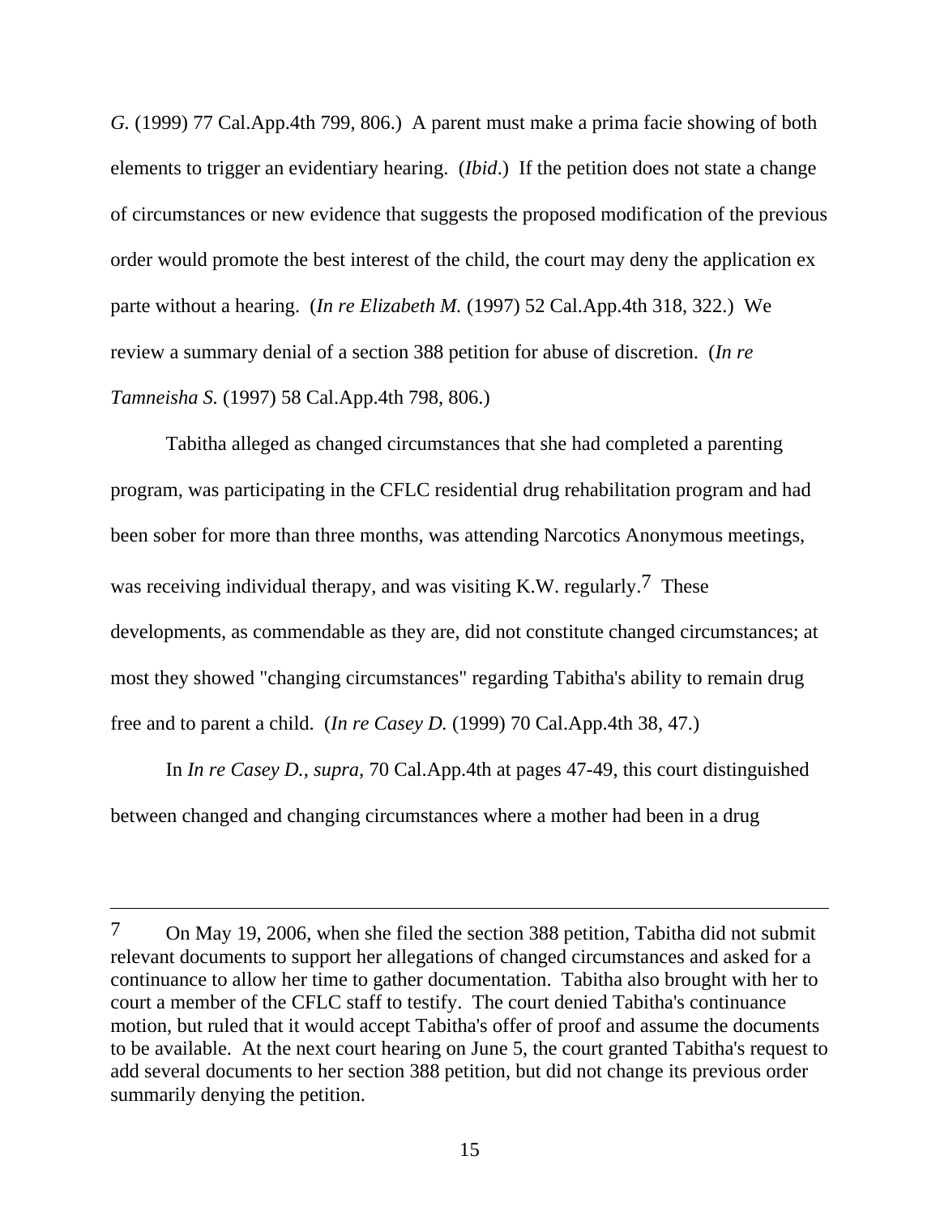*G.* (1999) 77 Cal.App.4th 799, 806.) A parent must make a prima facie showing of both elements to trigger an evidentiary hearing. (*Ibid*.) If the petition does not state a change of circumstances or new evidence that suggests the proposed modification of the previous order would promote the best interest of the child, the court may deny the application ex parte without a hearing. (*In re Elizabeth M.* (1997) 52 Cal.App.4th 318, 322.) We review a summary denial of a section 388 petition for abuse of discretion. (*In re Tamneisha S.* (1997) 58 Cal.App.4th 798, 806.)

Tabitha alleged as changed circumstances that she had completed a parenting program, was participating in the CFLC residential drug rehabilitation program and had been sober for more than three months, was attending Narcotics Anonymous meetings, was receiving individual therapy, and was visiting K.W. regularly.[7] These developments, as commendable as they are, did not constitute changed circumstances; at most they showed "changing circumstances" regarding Tabitha's ability to remain drug free and to parent a child. (*In re Casey D.* (1999) 70 Cal.App.4th 38, 47.)

In *In re Casey D., supra,* 70 Cal.App.4th at pages 47-49, this court distinguished between changed and changing circumstances where a mother had been in a drug

---

[7] On May 19, 2006, when she filed the section 388 petition, Tabitha did not submit relevant documents to support her allegations of changed circumstances and asked for a continuance to allow her time to gather documentation. Tabitha also brought with her to court a member of the CFLC staff to testify. The court denied Tabitha's continuance motion, but ruled that it would accept Tabitha's offer of proof and assume the documents to be available. At the next court hearing on June 5, the court granted Tabitha's request to add several documents to her section 388 petition, but did not change its previous order summarily denying the petition.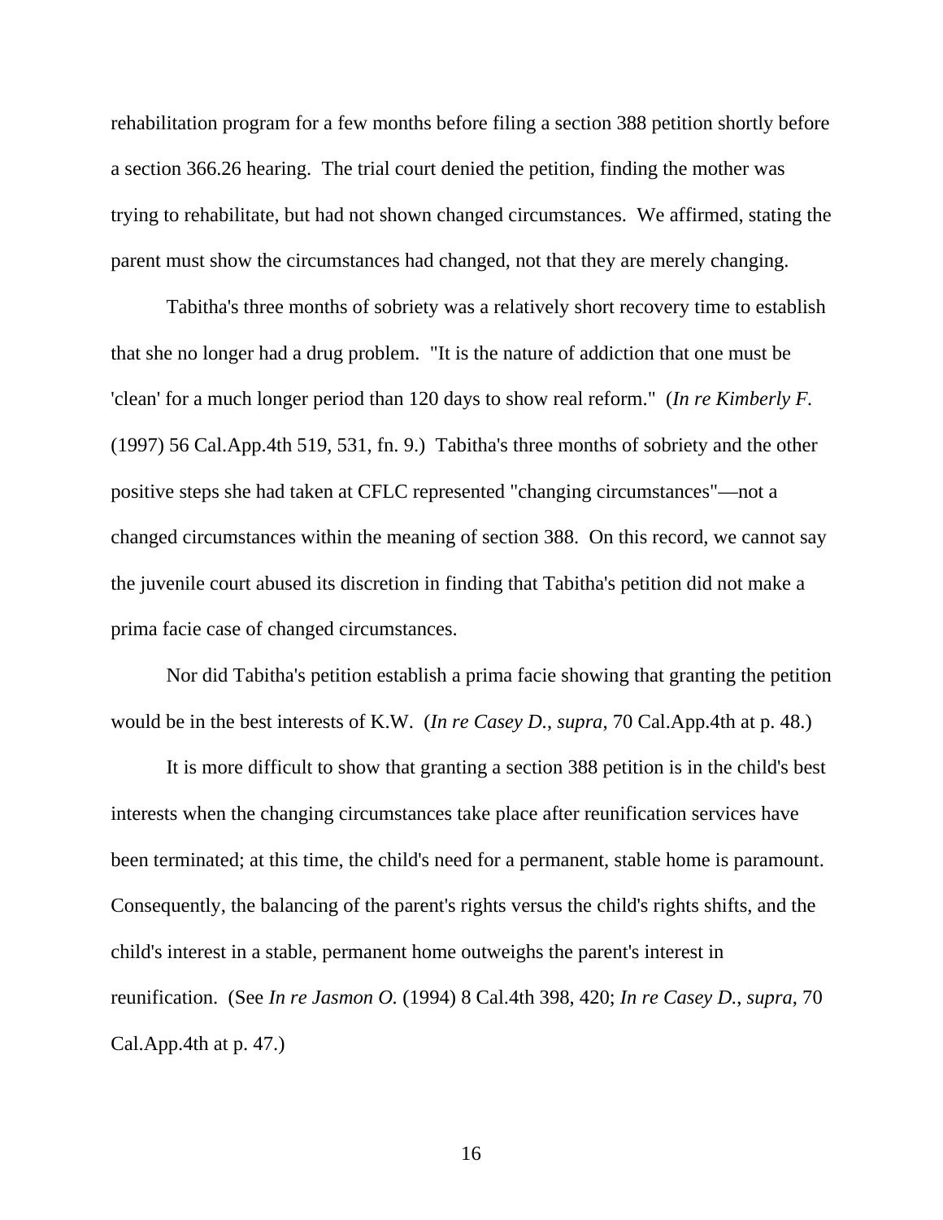rehabilitation program for a few months before filing a section 388 petition shortly before a section 366.26 hearing. The trial court denied the petition, finding the mother was trying to rehabilitate, but had not shown changed circumstances. We affirmed, stating the parent must show the circumstances had changed, not that they are merely changing.

Tabitha's three months of sobriety was a relatively short recovery time to establish that she no longer had a drug problem. "It is the nature of addiction that one must be 'clean' for a much longer period than 120 days to show real reform." (*In re Kimberly F.* (1997) 56 Cal.App.4th 519, 531, fn. 9.) Tabitha's three months of sobriety and the other positive steps she had taken at CFLC represented "changing circumstances"—not a changed circumstances within the meaning of section 388. On this record, we cannot say the juvenile court abused its discretion in finding that Tabitha's petition did not make a prima facie case of changed circumstances.

Nor did Tabitha's petition establish a prima facie showing that granting the petition would be in the best interests of K.W. (*In re Casey D.*, *supra*, 70 Cal.App.4th at p. 48.)

It is more difficult to show that granting a section 388 petition is in the child's best interests when the changing circumstances take place after reunification services have been terminated; at this time, the child's need for a permanent, stable home is paramount. Consequently, the balancing of the parent's rights versus the child's rights shifts, and the child's interest in a stable, permanent home outweighs the parent's interest in reunification. (See *In re Jasmon O.* (1994) 8 Cal.4th 398, 420; *In re Casey D.*, *supra*, 70 Cal.App.4th at p. 47.)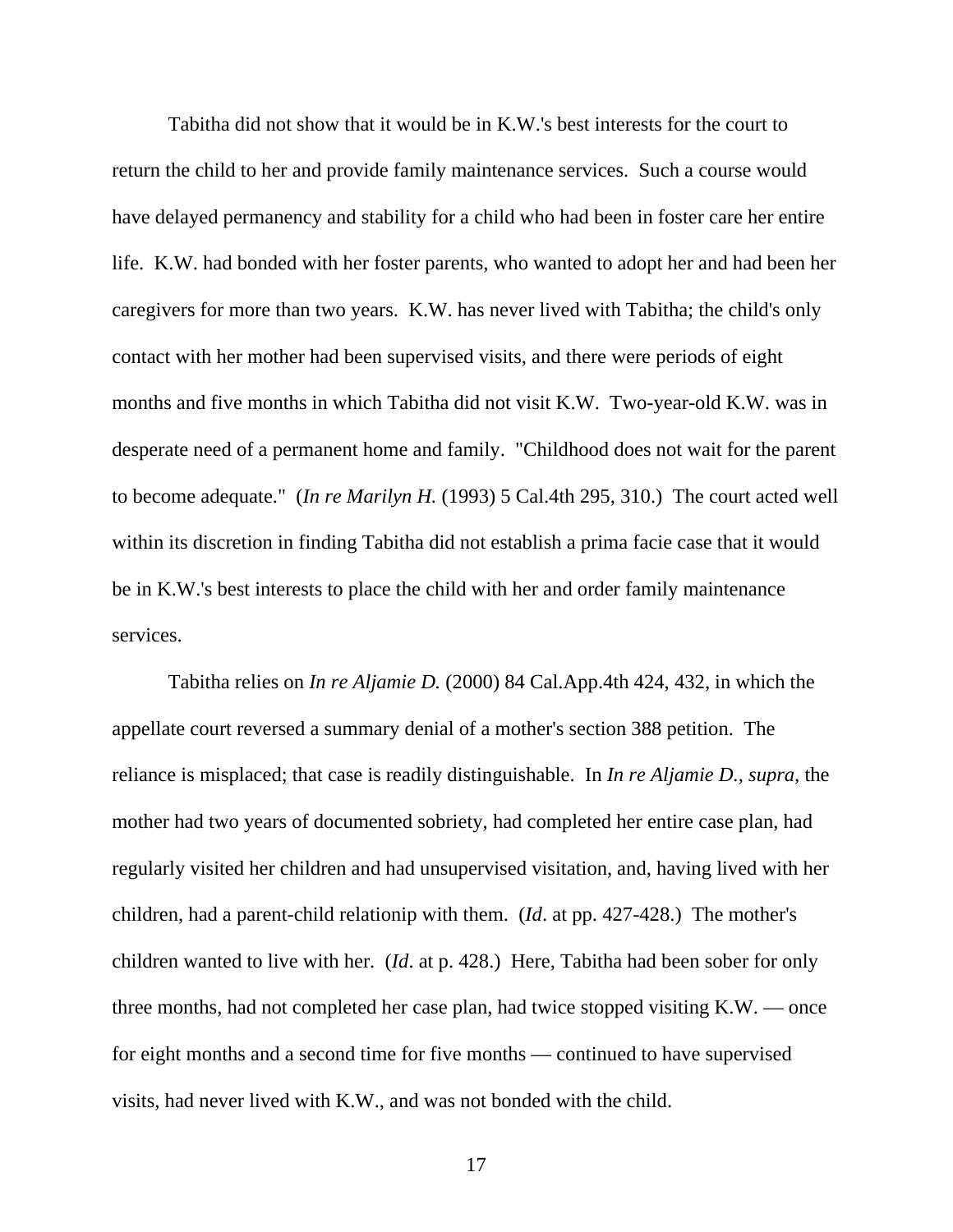Tabitha did not show that it would be in K.W.'s best interests for the court to return the child to her and provide family maintenance services. Such a course would have delayed permanency and stability for a child who had been in foster care her entire life. K.W. had bonded with her foster parents, who wanted to adopt her and had been her caregivers for more than two years. K.W. has never lived with Tabitha; the child's only contact with her mother had been supervised visits, and there were periods of eight months and five months in which Tabitha did not visit K.W. Two-year-old K.W. was in desperate need of a permanent home and family. "Childhood does not wait for the parent to become adequate." (*In re Marilyn H.* (1993) 5 Cal.4th 295, 310.) The court acted well within its discretion in finding Tabitha did not establish a prima facie case that it would be in K.W.'s best interests to place the child with her and order family maintenance services.

Tabitha relies on *In re Aljamie D.* (2000) 84 Cal.App.4th 424, 432, in which the appellate court reversed a summary denial of a mother's section 388 petition. The reliance is misplaced; that case is readily distinguishable. In *In re Aljamie D., supra*, the mother had two years of documented sobriety, had completed her entire case plan, had regularly visited her children and had unsupervised visitation, and, having lived with her children, had a parent-child relationip with them. (*Id*. at pp. 427-428.) The mother's children wanted to live with her. (*Id*. at p. 428.) Here, Tabitha had been sober for only three months, had not completed her case plan, had twice stopped visiting K.W. — once for eight months and a second time for five months — continued to have supervised visits, had never lived with K.W., and was not bonded with the child.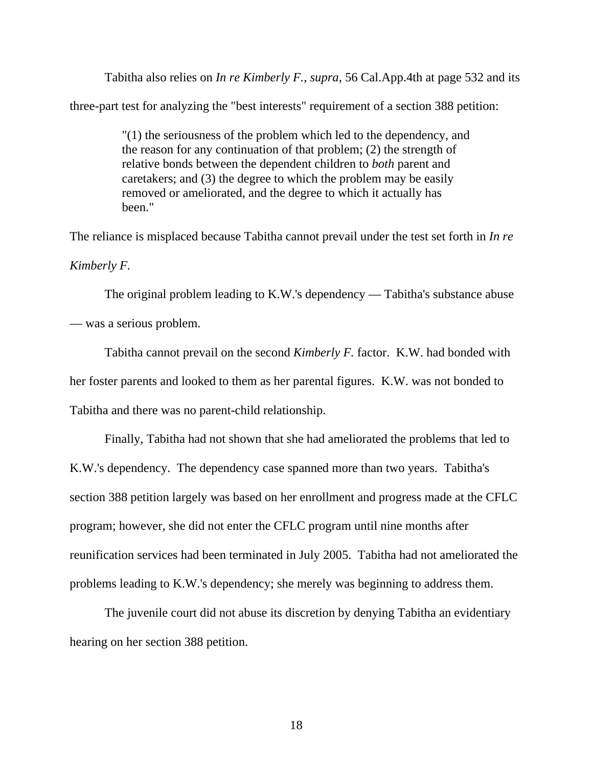Tabitha also relies on *In re Kimberly F.*, *supra*, 56 Cal.App.4th at page 532 and its three-part test for analyzing the "best interests" requirement of a section 388 petition:

> "(1) the seriousness of the problem which led to the dependency, and the reason for any continuation of that problem; (2) the strength of relative bonds between the dependent children to *both* parent and caretakers; and (3) the degree to which the problem may be easily removed or ameliorated, and the degree to which it actually has been."

The reliance is misplaced because Tabitha cannot prevail under the test set forth in *In re Kimberly F.*

The original problem leading to K.W.'s dependency — Tabitha's substance abuse — was a serious problem.

Tabitha cannot prevail on the second *Kimberly F.* factor. K.W. had bonded with her foster parents and looked to them as her parental figures. K.W. was not bonded to Tabitha and there was no parent-child relationship.

Finally, Tabitha had not shown that she had ameliorated the problems that led to K.W.'s dependency. The dependency case spanned more than two years. Tabitha's section 388 petition largely was based on her enrollment and progress made at the CFLC program; however, she did not enter the CFLC program until nine months after reunification services had been terminated in July 2005. Tabitha had not ameliorated the problems leading to K.W.'s dependency; she merely was beginning to address them.

The juvenile court did not abuse its discretion by denying Tabitha an evidentiary hearing on her section 388 petition.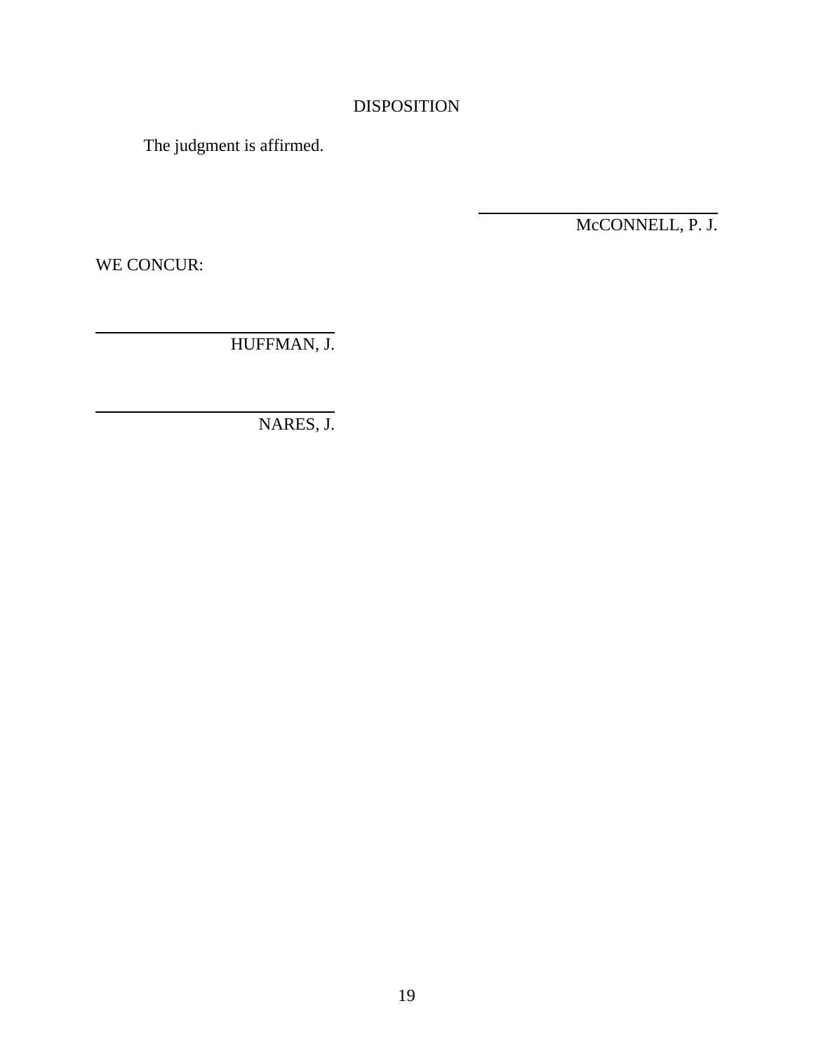## DISPOSITION

The judgment is affirmed.

McCONNELL, P. J.

WE CONCUR:

HUFFMAN, J.

NARES, J.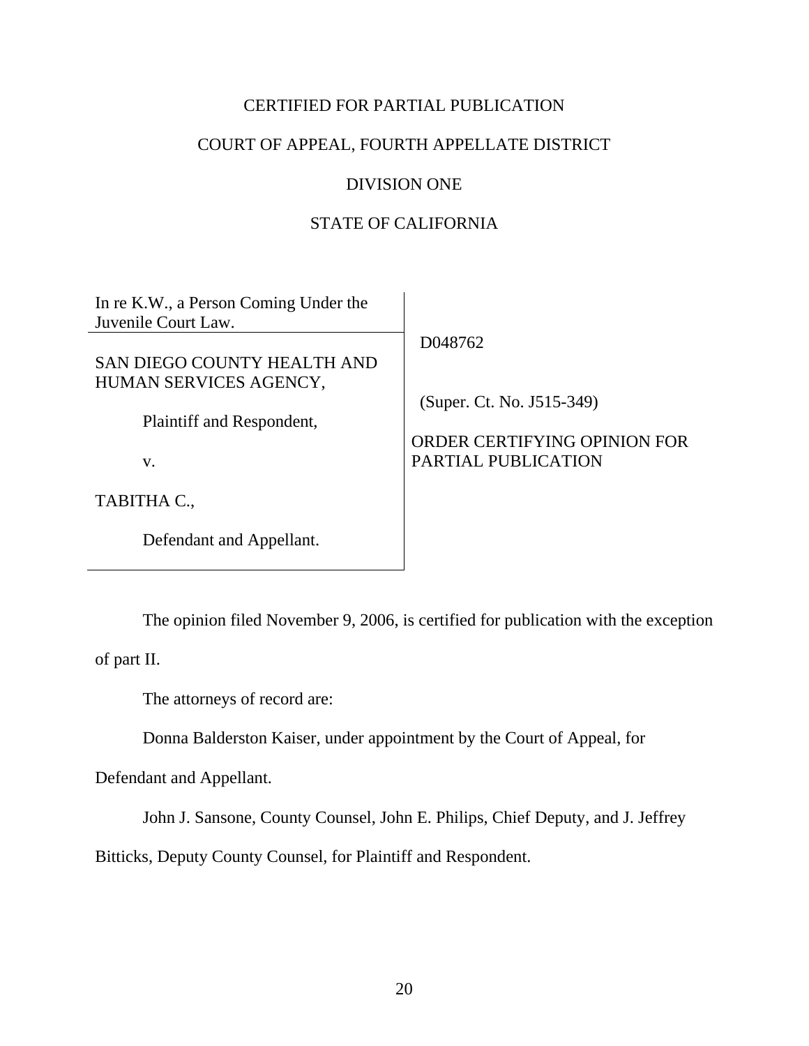CERTIFIED FOR PARTIAL PUBLICATION

COURT OF APPEAL, FOURTH APPELLATE DISTRICT

DIVISION ONE

STATE OF CALIFORNIA

| | |
|---|---|
| In re K.W., a Person Coming Under the Juvenile Court Law. | D048762 |
| SAN DIEGO COUNTY HEALTH AND HUMAN SERVICES AGENCY,<br><br>Plaintiff and Respondent,<br><br>v.<br><br>TABITHA C.,<br><br>Defendant and Appellant. | (Super. Ct. No. J515-349)<br><br>ORDER CERTIFYING OPINION FOR PARTIAL PUBLICATION |

The opinion filed November 9, 2006, is certified for publication with the exception of part II.

The attorneys of record are:

Donna Balderston Kaiser, under appointment by the Court of Appeal, for Defendant and Appellant.

John J. Sansone, County Counsel, John E. Philips, Chief Deputy, and J. Jeffrey Bitticks, Deputy County Counsel, for Plaintiff and Respondent.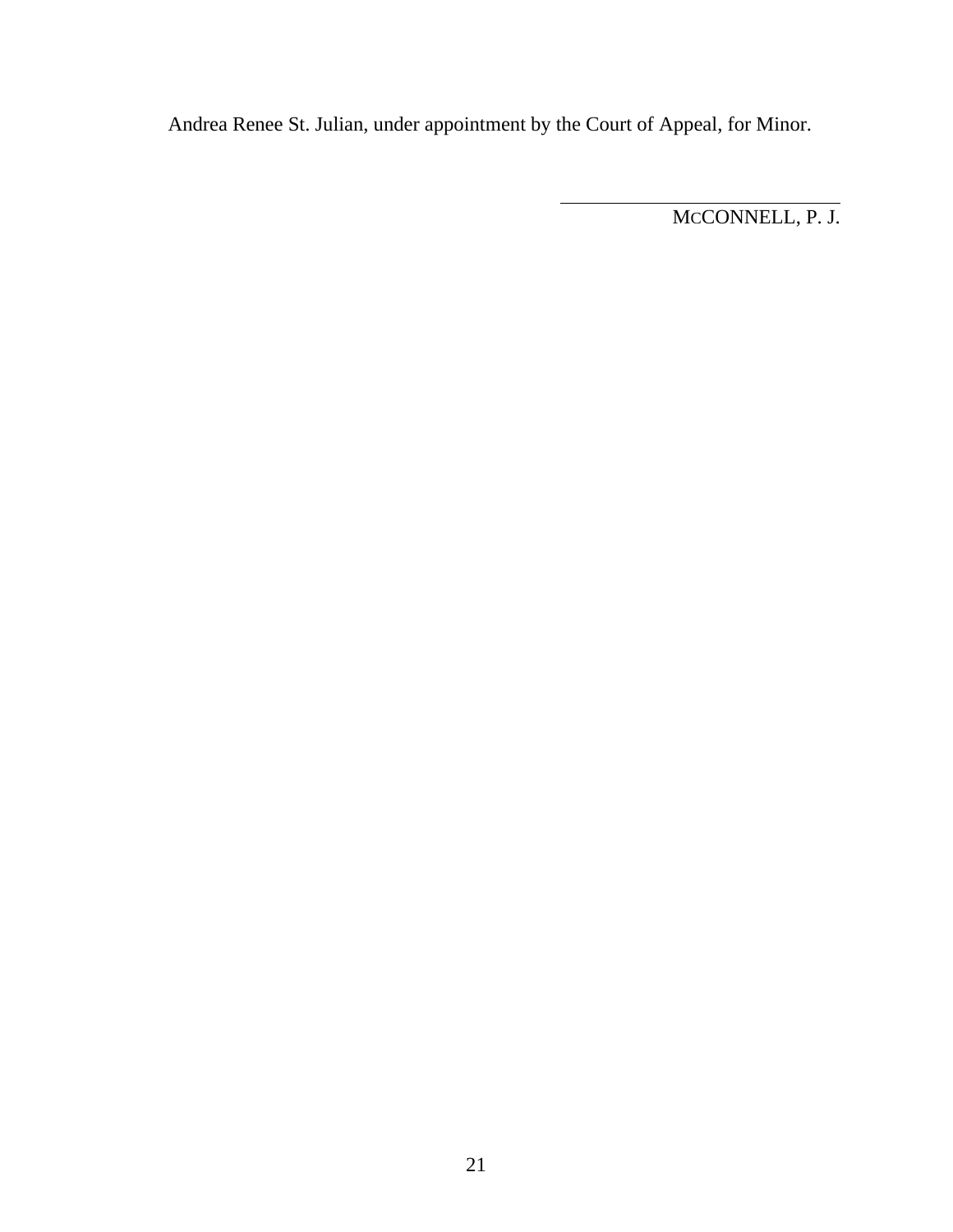Andrea Renee St. Julian, under appointment by the Court of Appeal, for Minor.

McCONNELL, P. J.